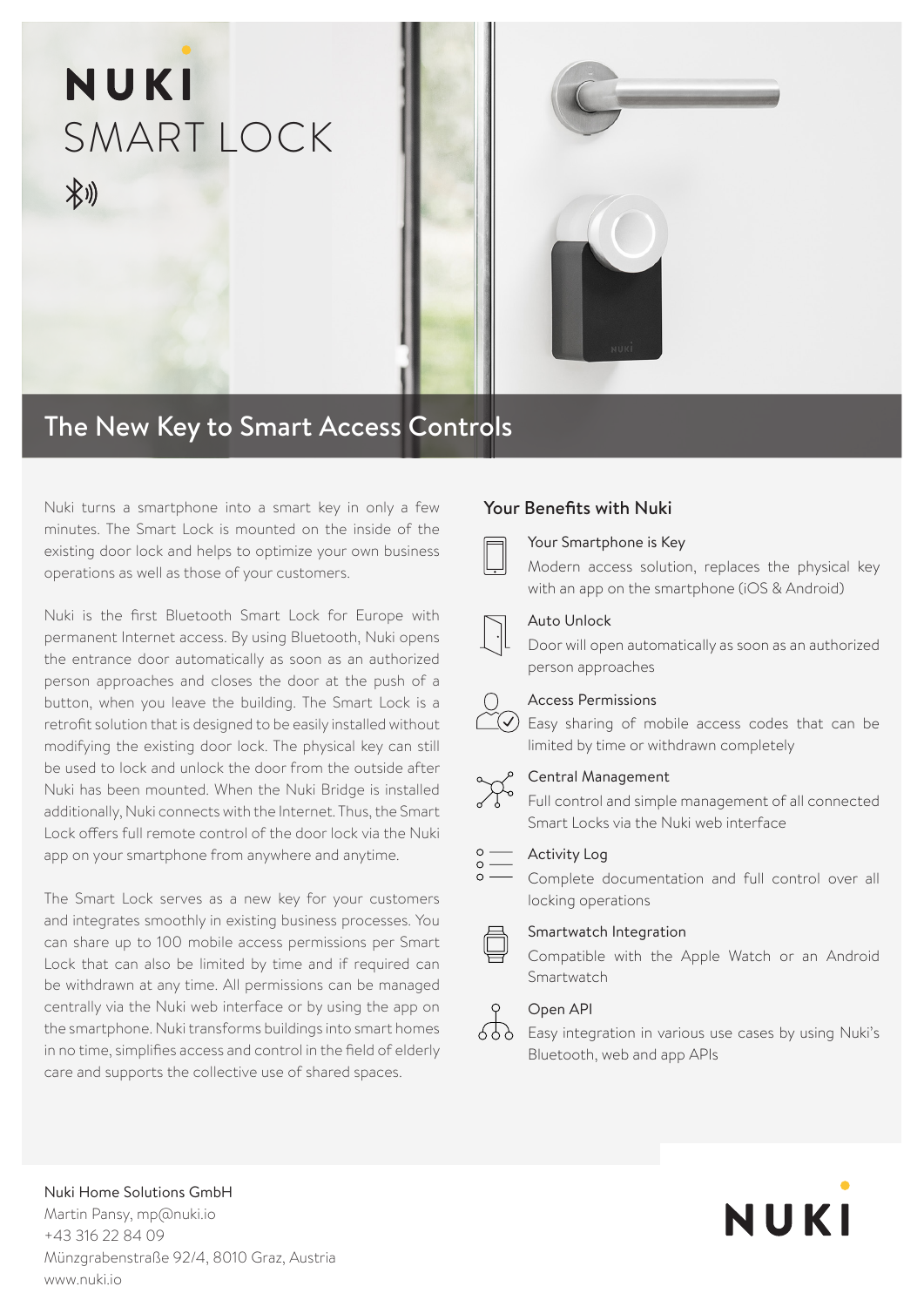# NUKI SMART LOCK

## The New Key to Smart Access Controls

Nuki turns a smartphone into a smart key in only a few minutes. The Smart Lock is mounted on the inside of the existing door lock and helps to optimize your own business operations as well as those of your customers.

Nuki is the first Bluetooth Smart Lock for Europe with permanent Internet access. By using Bluetooth, Nuki opens the entrance door automatically as soon as an authorized person approaches and closes the door at the push of a button, when you leave the building. The Smart Lock is a retrofit solution that is designed to be easily installed without modifying the existing door lock. The physical key can still be used to lock and unlock the door from the outside after Nuki has been mounted. When the Nuki Bridge is installed additionally, Nuki connects with the Internet. Thus, the Smart Lock offers full remote control of the door lock via the Nuki app on your smartphone from anywhere and anytime.

The Smart Lock serves as a new key for your customers and integrates smoothly in existing business processes. You can share up to 100 mobile access permissions per Smart Lock that can also be limited by time and if required can be withdrawn at any time. All permissions can be managed centrally via the Nuki web interface or by using the app on the smartphone. Nuki transforms buildings into smart homes in no time, simplifies access and control in the field of elderly care and supports the collective use of shared spaces.

### Your Benefits with Nuki

**Your Smartphone is Key**
Modern access solution, replaces the physical key with an app on the smartphone (iOS & Android)

**Auto Unlock**
Door will open automatically as soon as an authorized person approaches

**Access Permissions**
Easy sharing of mobile access codes that can be limited by time or withdrawn completely

**Central Management**
Full control and simple management of all connected Smart Locks via the Nuki web interface

**Activity Log**
Complete documentation and full control over all locking operations

**Smartwatch Integration**
Compatible with the Apple Watch or an Android Smartwatch

**Open API**
Easy integration in various use cases by using Nuki's Bluetooth, web and app APIs

Nuki Home Solutions GmbH
Martin Pansy, mp@nuki.io
+43 316 22 84 09
Münzgrabenstraße 92/4, 8010 Graz, Austria
www.nuki.io

NUKI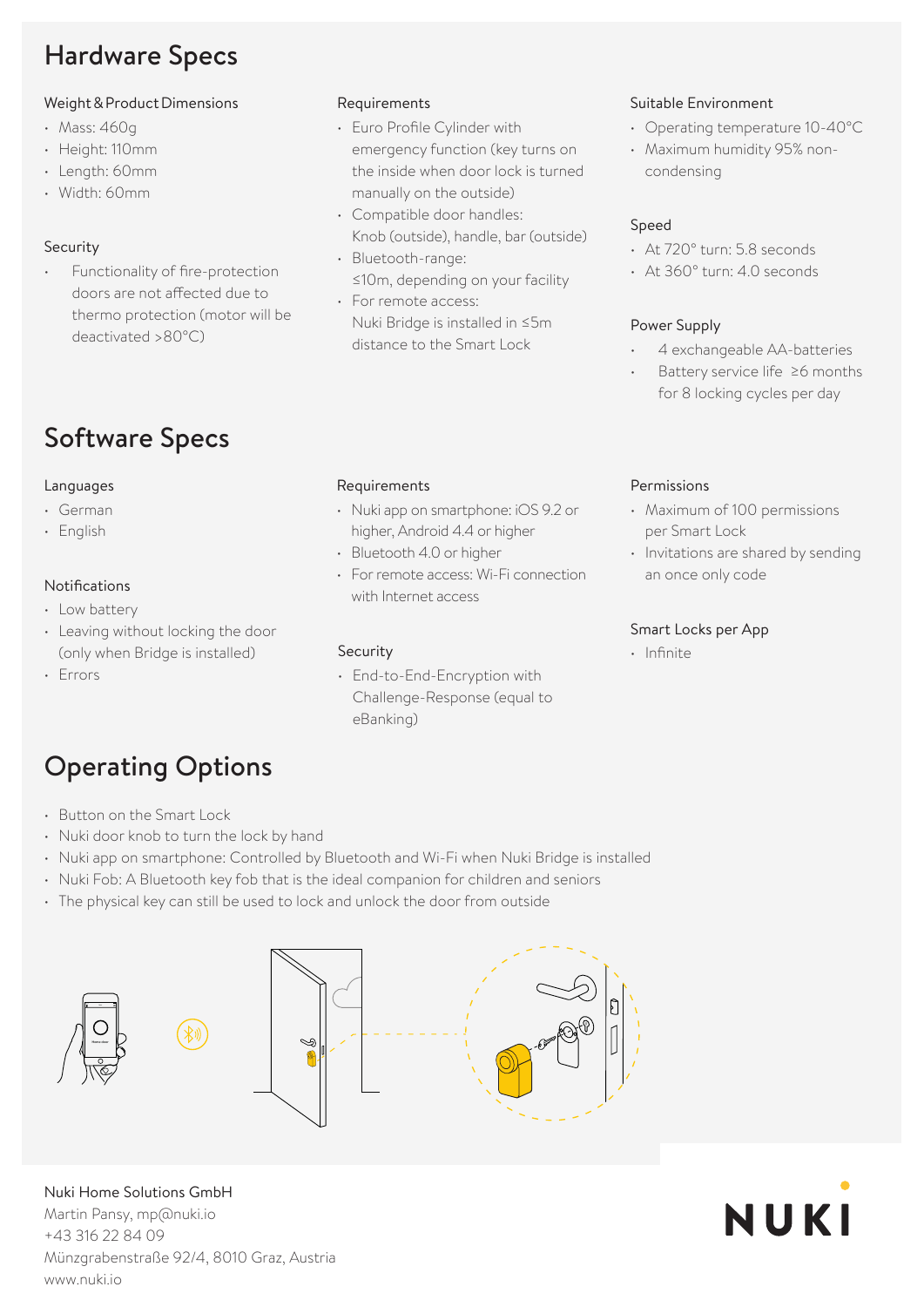# Hardware Specs

### Weight & Product Dimensions

- Mass: 460g
- Height: 110mm
- Length: 60mm
- Width: 60mm

### Security

- Functionality of fire-protection doors are not affected due to thermo protection (motor will be deactivated >80°C)

### Requirements

- Euro Profile Cylinder with emergency function (key turns on the inside when door lock is turned manually on the outside)
- Compatible door handles: Knob (outside), handle, bar (outside)
- Bluetooth-range: ≤10m, depending on your facility
- For remote access: Nuki Bridge is installed in ≤5m distance to the Smart Lock

### Suitable Environment

- Operating temperature 10-40°C
- Maximum humidity 95% non-condensing

### Speed

- At 720° turn: 5.8 seconds
- At 360° turn: 4.0 seconds

### Power Supply

- 4 exchangeable AA-batteries
- Battery service life ≥6 months for 8 locking cycles per day

# Software Specs

### Languages

- German
- English

### Notifications

- Low battery
- Leaving without locking the door (only when Bridge is installed)
- Errors

### Requirements

- Nuki app on smartphone: iOS 9.2 or higher, Android 4.4 or higher
- Bluetooth 4.0 or higher
- For remote access: Wi-Fi connection with Internet access

### Security

- End-to-End-Encryption with Challenge-Response (equal to eBanking)

### Permissions

- Maximum of 100 permissions per Smart Lock
- Invitations are shared by sending an once only code

### Smart Locks per App

- Infinite

# Operating Options

- Button on the Smart Lock
- Nuki door knob to turn the lock by hand
- Nuki app on smartphone: Controlled by Bluetooth and Wi-Fi when Nuki Bridge is installed
- Nuki Fob: A Bluetooth key fob that is the ideal companion for children and seniors
- The physical key can still be used to lock and unlock the door from outside

Nuki Home Solutions GmbH
Martin Pansy, mp@nuki.io
+43 316 22 84 09
Münzgrabenstraße 92/4, 8010 Graz, Austria
www.nuki.io

NUKI